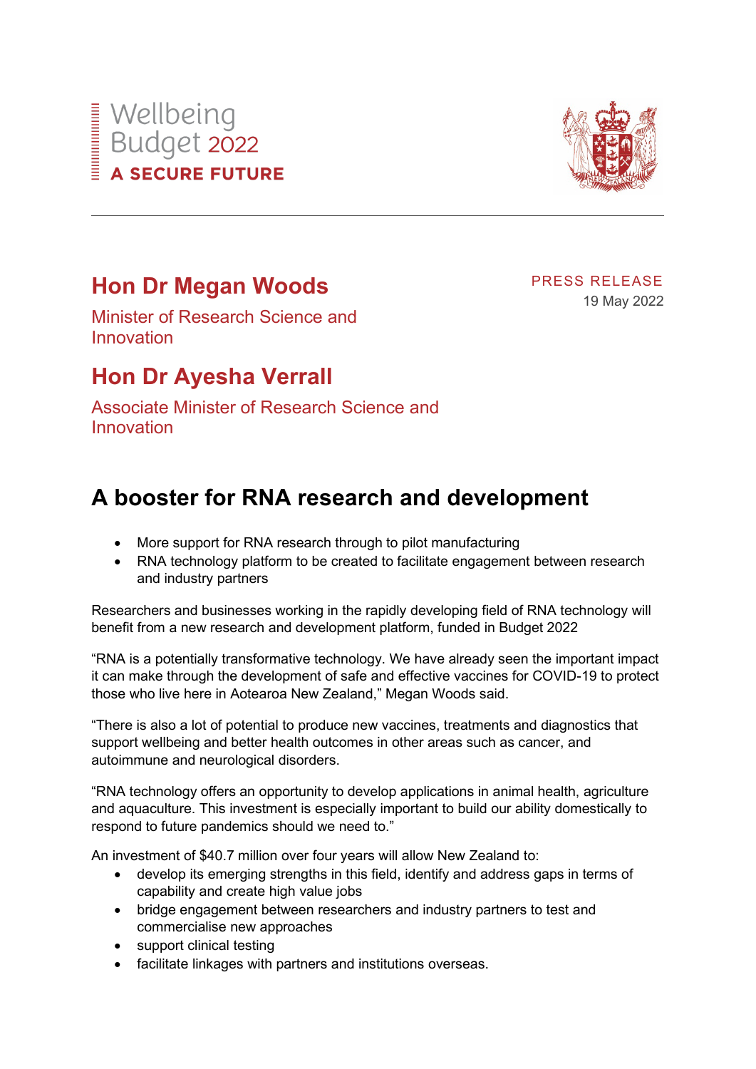Wellbeing Budget 2022
**A SECURE FUTURE**

## Hon Dr Megan Woods

Minister of Research Science and Innovation

## Hon Dr Ayesha Verrall

Associate Minister of Research Science and Innovation

PRESS RELEASE
19 May 2022

# A booster for RNA research and development

- More support for RNA research through to pilot manufacturing
- RNA technology platform to be created to facilitate engagement between research and industry partners

Researchers and businesses working in the rapidly developing field of RNA technology will benefit from a new research and development platform, funded in Budget 2022

"RNA is a potentially transformative technology. We have already seen the important impact it can make through the development of safe and effective vaccines for COVID-19 to protect those who live here in Aotearoa New Zealand," Megan Woods said.

"There is also a lot of potential to produce new vaccines, treatments and diagnostics that support wellbeing and better health outcomes in other areas such as cancer, and autoimmune and neurological disorders.

"RNA technology offers an opportunity to develop applications in animal health, agriculture and aquaculture. This investment is especially important to build our ability domestically to respond to future pandemics should we need to."

An investment of $40.7 million over four years will allow New Zealand to:

- develop its emerging strengths in this field, identify and address gaps in terms of capability and create high value jobs
- bridge engagement between researchers and industry partners to test and commercialise new approaches
- support clinical testing
- facilitate linkages with partners and institutions overseas.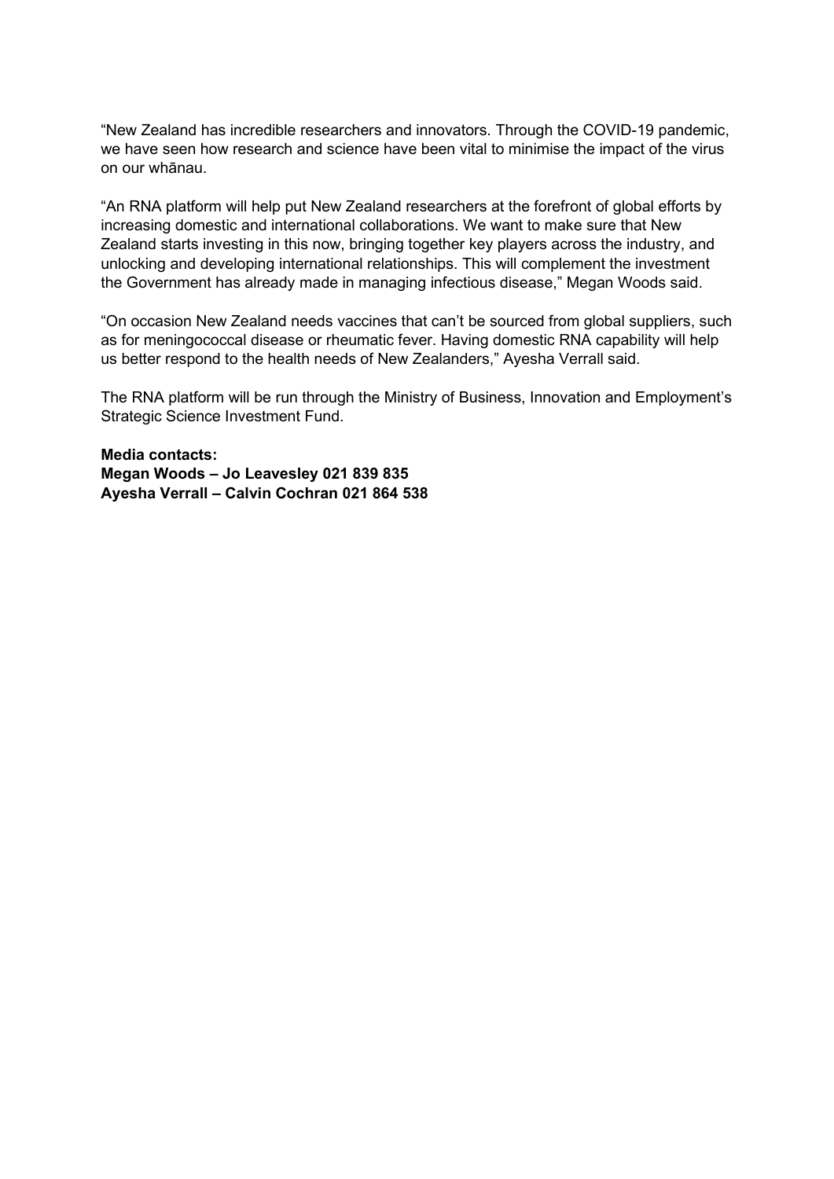"New Zealand has incredible researchers and innovators. Through the COVID-19 pandemic, we have seen how research and science have been vital to minimise the impact of the virus on our whānau.

"An RNA platform will help put New Zealand researchers at the forefront of global efforts by increasing domestic and international collaborations. We want to make sure that New Zealand starts investing in this now, bringing together key players across the industry, and unlocking and developing international relationships. This will complement the investment the Government has already made in managing infectious disease," Megan Woods said.

"On occasion New Zealand needs vaccines that can't be sourced from global suppliers, such as for meningococcal disease or rheumatic fever. Having domestic RNA capability will help us better respond to the health needs of New Zealanders," Ayesha Verrall said.

The RNA platform will be run through the Ministry of Business, Innovation and Employment's Strategic Science Investment Fund.

**Media contacts:**
**Megan Woods – Jo Leavesley 021 839 835**
**Ayesha Verrall – Calvin Cochran 021 864 538**